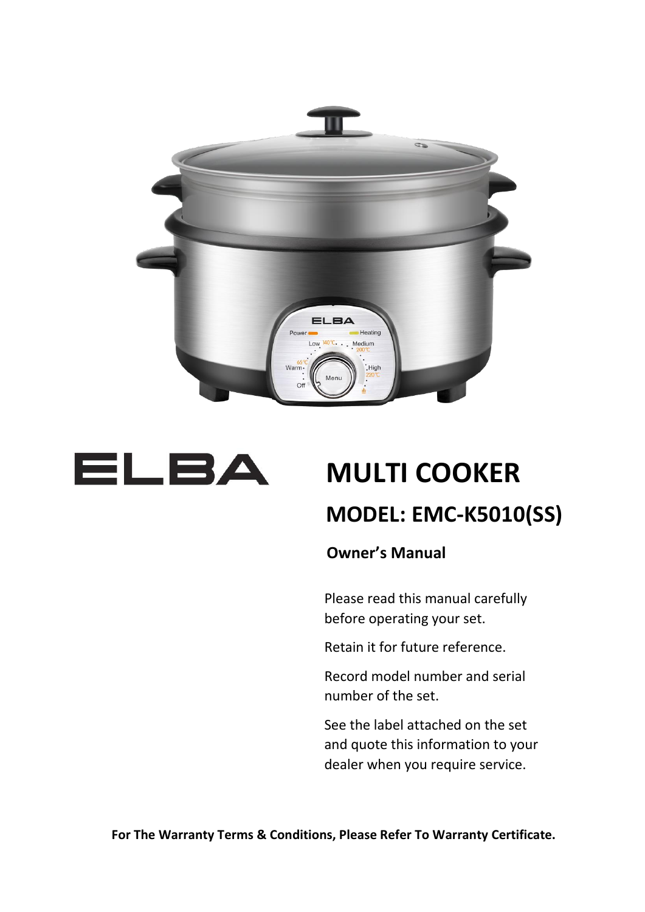ELBA

# MULTI COOKER

## MODEL: EMC-K5010(SS)

**Owner's Manual**

Please read this manual carefully before operating your set.

Retain it for future reference.

Record model number and serial number of the set.

See the label attached on the set and quote this information to your dealer when you require service.

**For The Warranty Terms & Conditions, Please Refer To Warranty Certificate.**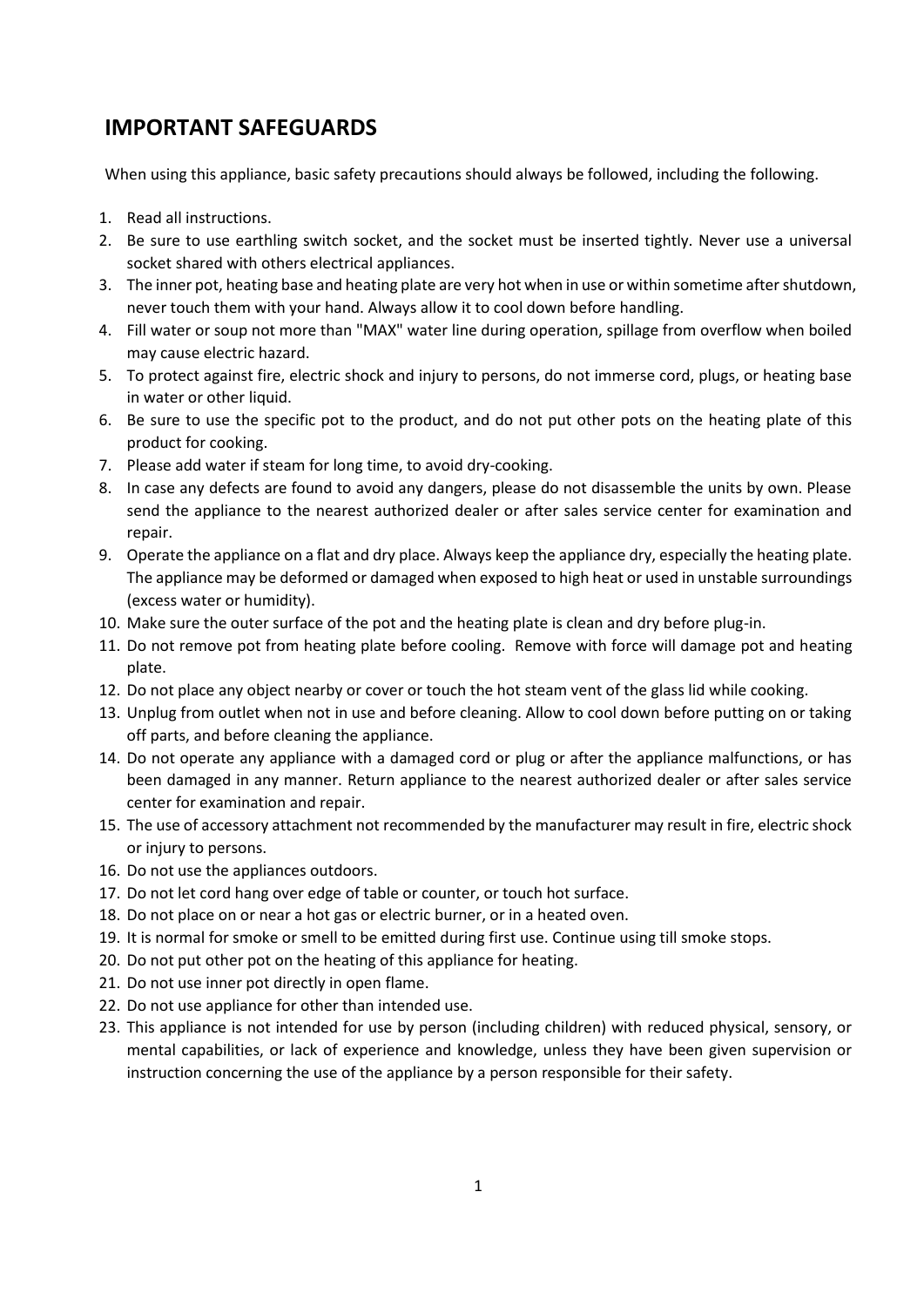## IMPORTANT SAFEGUARDS

When using this appliance, basic safety precautions should always be followed, including the following.

1. Read all instructions.
2. Be sure to use earthling switch socket, and the socket must be inserted tightly. Never use a universal socket shared with others electrical appliances.
3. The inner pot, heating base and heating plate are very hot when in use or within sometime after shutdown, never touch them with your hand. Always allow it to cool down before handling.
4. Fill water or soup not more than "MAX" water line during operation, spillage from overflow when boiled may cause electric hazard.
5. To protect against fire, electric shock and injury to persons, do not immerse cord, plugs, or heating base in water or other liquid.
6. Be sure to use the specific pot to the product, and do not put other pots on the heating plate of this product for cooking.
7. Please add water if steam for long time, to avoid dry-cooking.
8. In case any defects are found to avoid any dangers, please do not disassemble the units by own. Please send the appliance to the nearest authorized dealer or after sales service center for examination and repair.
9. Operate the appliance on a flat and dry place. Always keep the appliance dry, especially the heating plate. The appliance may be deformed or damaged when exposed to high heat or used in unstable surroundings (excess water or humidity).
10. Make sure the outer surface of the pot and the heating plate is clean and dry before plug-in.
11. Do not remove pot from heating plate before cooling. Remove with force will damage pot and heating plate.
12. Do not place any object nearby or cover or touch the hot steam vent of the glass lid while cooking.
13. Unplug from outlet when not in use and before cleaning. Allow to cool down before putting on or taking off parts, and before cleaning the appliance.
14. Do not operate any appliance with a damaged cord or plug or after the appliance malfunctions, or has been damaged in any manner. Return appliance to the nearest authorized dealer or after sales service center for examination and repair.
15. The use of accessory attachment not recommended by the manufacturer may result in fire, electric shock or injury to persons.
16. Do not use the appliances outdoors.
17. Do not let cord hang over edge of table or counter, or touch hot surface.
18. Do not place on or near a hot gas or electric burner, or in a heated oven.
19. It is normal for smoke or smell to be emitted during first use. Continue using till smoke stops.
20. Do not put other pot on the heating of this appliance for heating.
21. Do not use inner pot directly in open flame.
22. Do not use appliance for other than intended use.
23. This appliance is not intended for use by person (including children) with reduced physical, sensory, or mental capabilities, or lack of experience and knowledge, unless they have been given supervision or instruction concerning the use of the appliance by a person responsible for their safety.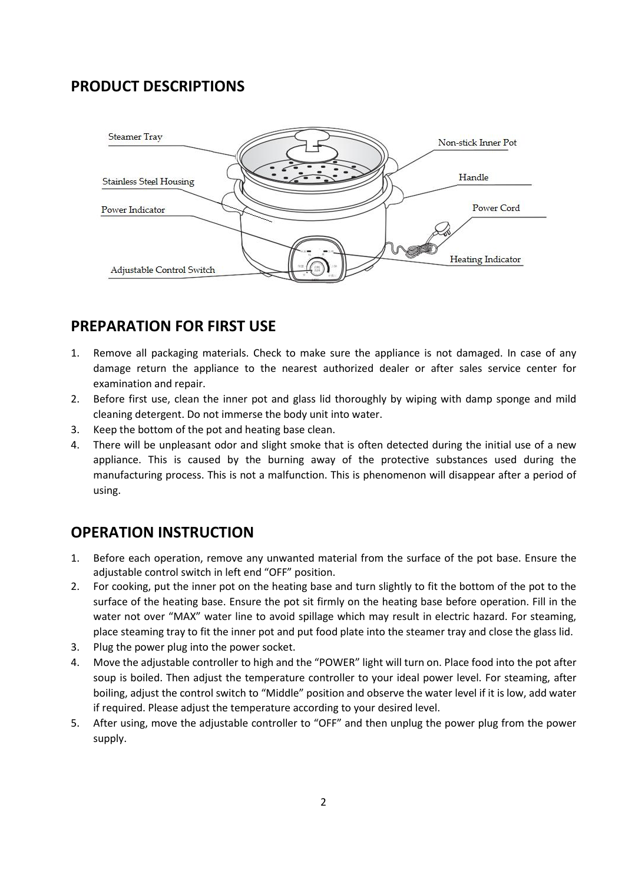## PRODUCT DESCRIPTIONS

Steamer Tray

Stainless Steel Housing

Power Indicator

Adjustable Control Switch

Non-stick Inner Pot

Handle

Power Cord

Heating Indicator

## PREPARATION FOR FIRST USE

1. Remove all packaging materials. Check to make sure the appliance is not damaged. In case of any damage return the appliance to the nearest authorized dealer or after sales service center for examination and repair.
2. Before first use, clean the inner pot and glass lid thoroughly by wiping with damp sponge and mild cleaning detergent. Do not immerse the body unit into water.
3. Keep the bottom of the pot and heating base clean.
4. There will be unpleasant odor and slight smoke that is often detected during the initial use of a new appliance. This is caused by the burning away of the protective substances used during the manufacturing process. This is not a malfunction. This is phenomenon will disappear after a period of using.

## OPERATION INSTRUCTION

1. Before each operation, remove any unwanted material from the surface of the pot base. Ensure the adjustable control switch in left end "OFF" position.
2. For cooking, put the inner pot on the heating base and turn slightly to fit the bottom of the pot to the surface of the heating base. Ensure the pot sit firmly on the heating base before operation. Fill in the water not over "MAX" water line to avoid spillage which may result in electric hazard. For steaming, place steaming tray to fit the inner pot and put food plate into the steamer tray and close the glass lid.
3. Plug the power plug into the power socket.
4. Move the adjustable controller to high and the "POWER" light will turn on. Place food into the pot after soup is boiled. Then adjust the temperature controller to your ideal power level. For steaming, after boiling, adjust the control switch to "Middle" position and observe the water level if it is low, add water if required. Please adjust the temperature according to your desired level.
5. After using, move the adjustable controller to "OFF" and then unplug the power plug from the power supply.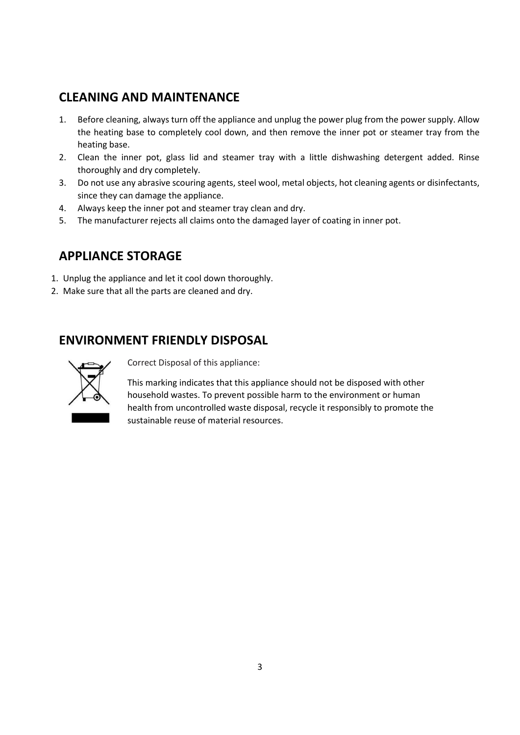## CLEANING AND MAINTENANCE

1. Before cleaning, always turn off the appliance and unplug the power plug from the power supply. Allow the heating base to completely cool down, and then remove the inner pot or steamer tray from the heating base.
2. Clean the inner pot, glass lid and steamer tray with a little dishwashing detergent added. Rinse thoroughly and dry completely.
3. Do not use any abrasive scouring agents, steel wool, metal objects, hot cleaning agents or disinfectants, since they can damage the appliance.
4. Always keep the inner pot and steamer tray clean and dry.
5. The manufacturer rejects all claims onto the damaged layer of coating in inner pot.

## APPLIANCE STORAGE

1. Unplug the appliance and let it cool down thoroughly.
2. Make sure that all the parts are cleaned and dry.

## ENVIRONMENT FRIENDLY DISPOSAL

Correct Disposal of this appliance:

This marking indicates that this appliance should not be disposed with other household wastes. To prevent possible harm to the environment or human health from uncontrolled waste disposal, recycle it responsibly to promote the sustainable reuse of material resources.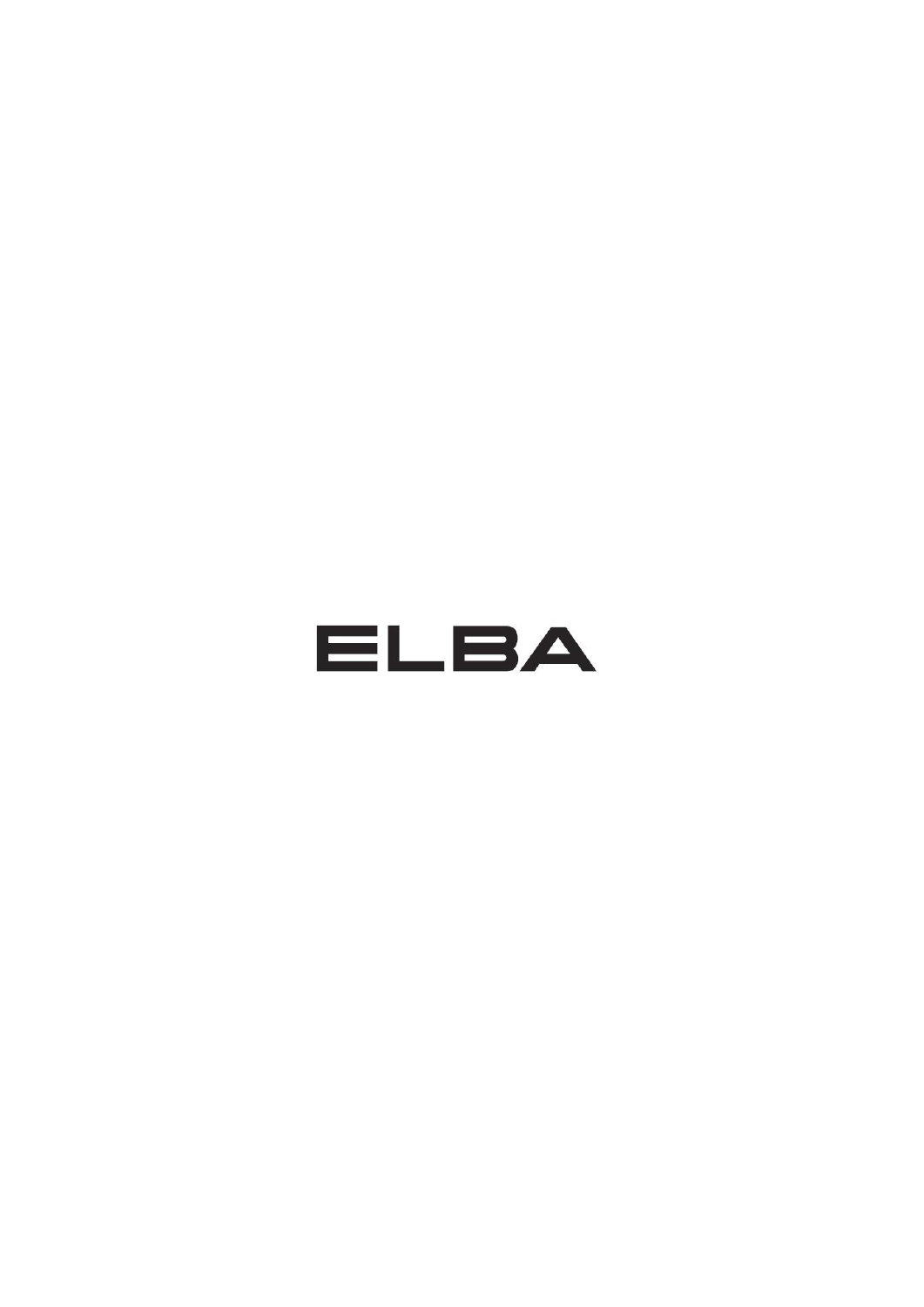ELBA